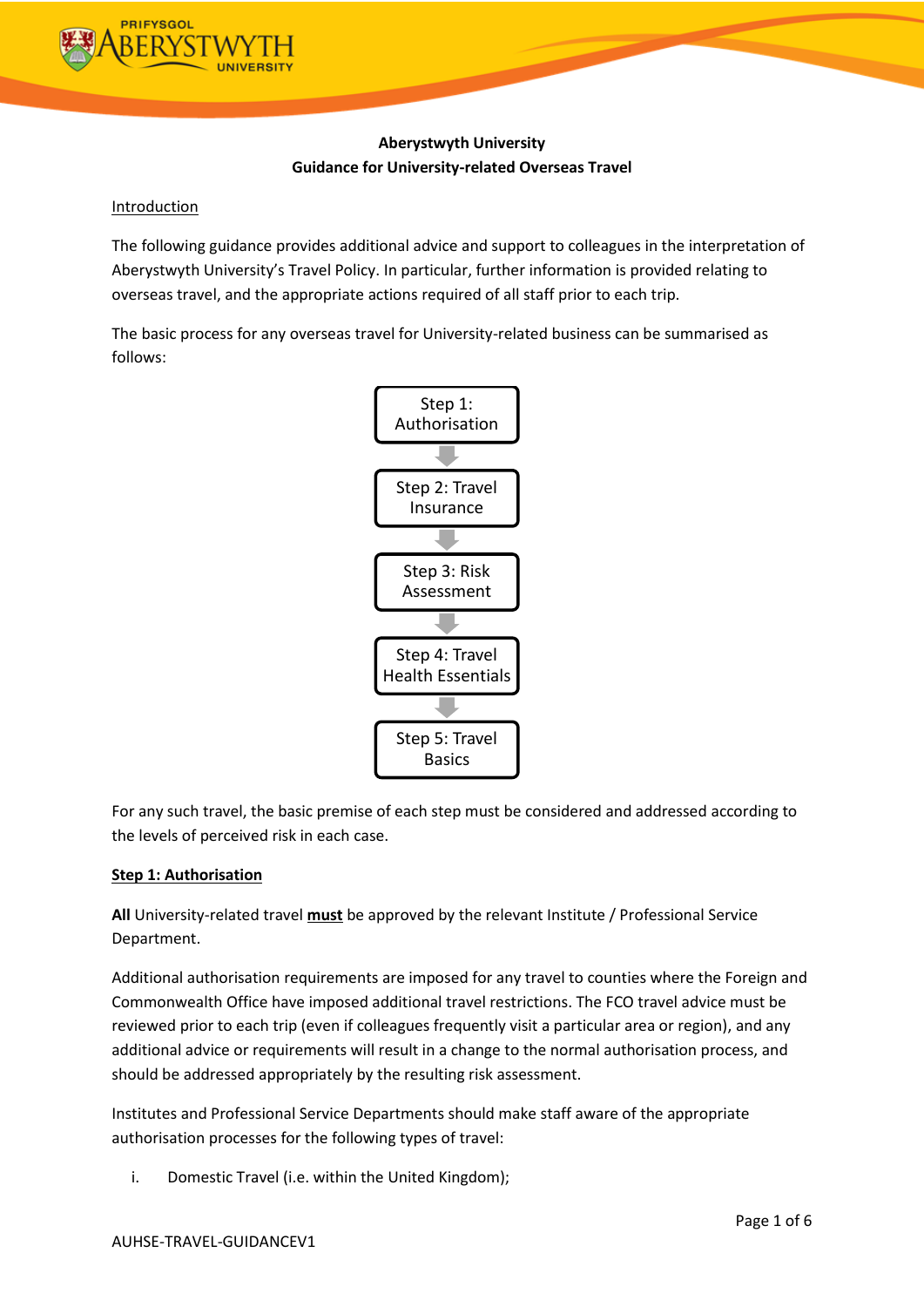**Aberystwyth University**
**Guidance for University-related Overseas Travel**

## Introduction

The following guidance provides additional advice and support to colleagues in the interpretation of Aberystwyth University's Travel Policy. In particular, further information is provided relating to overseas travel, and the appropriate actions required of all staff prior to each trip.

The basic process for any overseas travel for University-related business can be summarised as follows:

Step 1: Authorisation

Step 2: Travel Insurance

Step 3: Risk Assessment

Step 4: Travel Health Essentials

Step 5: Travel Basics

For any such travel, the basic premise of each step must be considered and addressed according to the levels of perceived risk in each case.

## Step 1: Authorisation

**All** University-related travel **must** be approved by the relevant Institute / Professional Service Department.

Additional authorisation requirements are imposed for any travel to counties where the Foreign and Commonwealth Office have imposed additional travel restrictions. The FCO travel advice must be reviewed prior to each trip (even if colleagues frequently visit a particular area or region), and any additional advice or requirements will result in a change to the normal authorisation process, and should be addressed appropriately by the resulting risk assessment.

Institutes and Professional Service Departments should make staff aware of the appropriate authorisation processes for the following types of travel:

i. Domestic Travel (i.e. within the United Kingdom);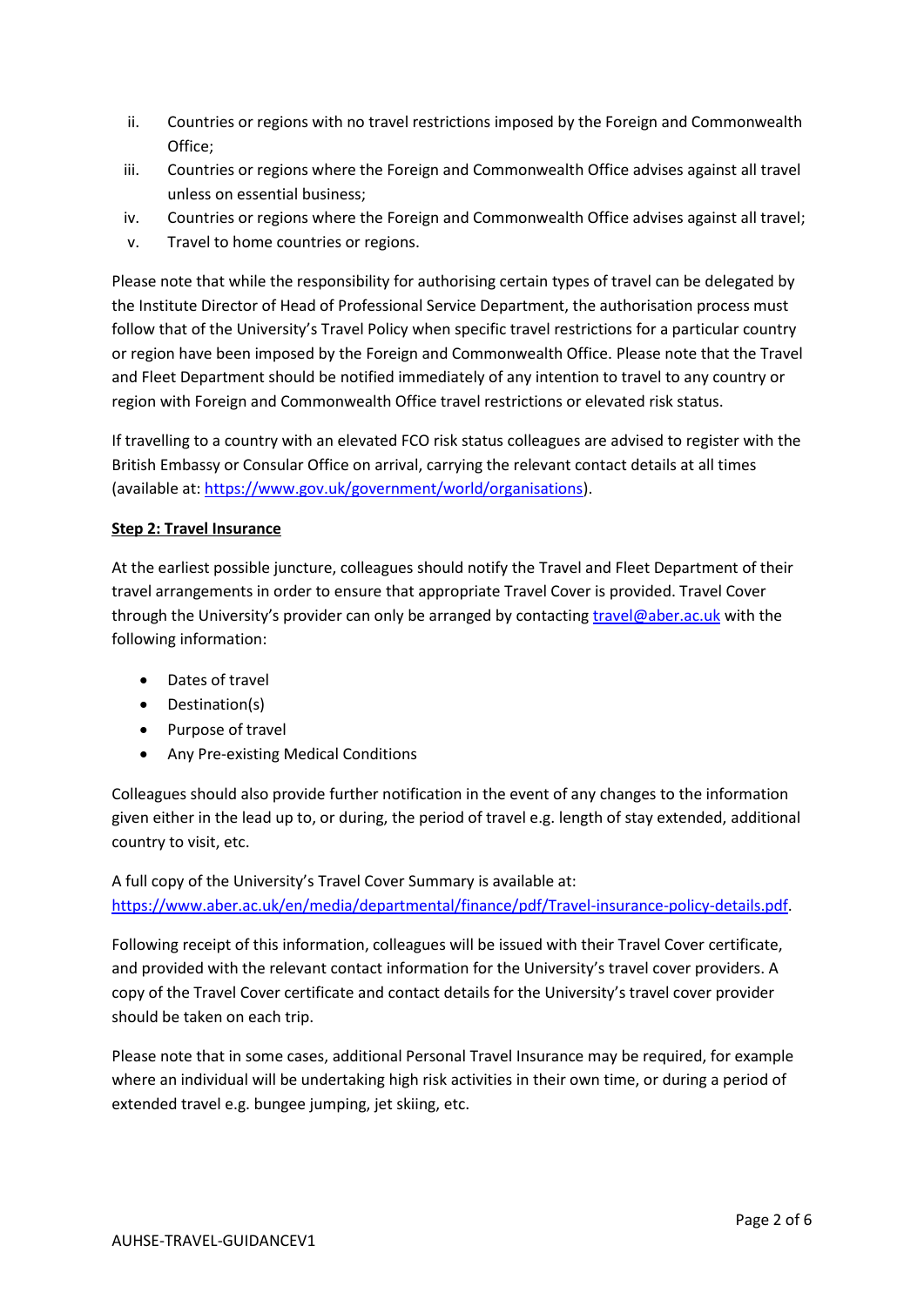ii. Countries or regions with no travel restrictions imposed by the Foreign and Commonwealth Office;
iii. Countries or regions where the Foreign and Commonwealth Office advises against all travel unless on essential business;
iv. Countries or regions where the Foreign and Commonwealth Office advises against all travel;
v. Travel to home countries or regions.

Please note that while the responsibility for authorising certain types of travel can be delegated by the Institute Director of Head of Professional Service Department, the authorisation process must follow that of the University's Travel Policy when specific travel restrictions for a particular country or region have been imposed by the Foreign and Commonwealth Office. Please note that the Travel and Fleet Department should be notified immediately of any intention to travel to any country or region with Foreign and Commonwealth Office travel restrictions or elevated risk status.

If travelling to a country with an elevated FCO risk status colleagues are advised to register with the British Embassy or Consular Office on arrival, carrying the relevant contact details at all times (available at: https://www.gov.uk/government/world/organisations).

**Step 2: Travel Insurance**

At the earliest possible juncture, colleagues should notify the Travel and Fleet Department of their travel arrangements in order to ensure that appropriate Travel Cover is provided. Travel Cover through the University's provider can only be arranged by contacting travel@aber.ac.uk with the following information:

- Dates of travel
- Destination(s)
- Purpose of travel
- Any Pre-existing Medical Conditions

Colleagues should also provide further notification in the event of any changes to the information given either in the lead up to, or during, the period of travel e.g. length of stay extended, additional country to visit, etc.

A full copy of the University's Travel Cover Summary is available at: https://www.aber.ac.uk/en/media/departmental/finance/pdf/Travel-insurance-policy-details.pdf.

Following receipt of this information, colleagues will be issued with their Travel Cover certificate, and provided with the relevant contact information for the University's travel cover providers. A copy of the Travel Cover certificate and contact details for the University's travel cover provider should be taken on each trip.

Please note that in some cases, additional Personal Travel Insurance may be required, for example where an individual will be undertaking high risk activities in their own time, or during a period of extended travel e.g. bungee jumping, jet skiing, etc.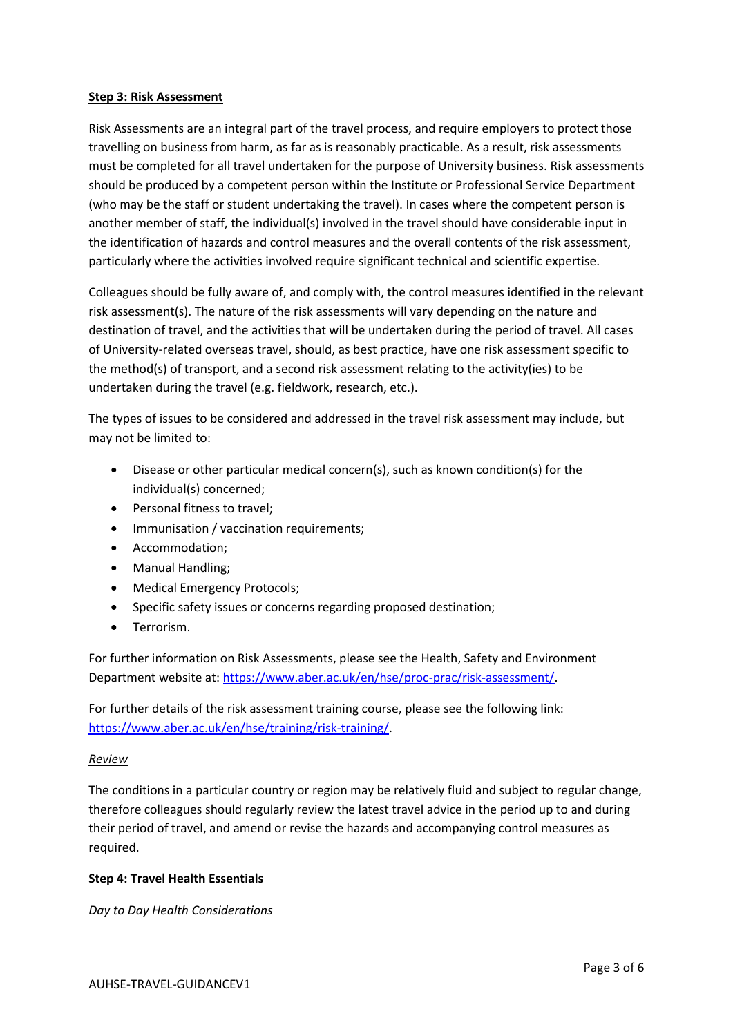**Step 3: Risk Assessment**

Risk Assessments are an integral part of the travel process, and require employers to protect those travelling on business from harm, as far as is reasonably practicable. As a result, risk assessments must be completed for all travel undertaken for the purpose of University business. Risk assessments should be produced by a competent person within the Institute or Professional Service Department (who may be the staff or student undertaking the travel). In cases where the competent person is another member of staff, the individual(s) involved in the travel should have considerable input in the identification of hazards and control measures and the overall contents of the risk assessment, particularly where the activities involved require significant technical and scientific expertise.

Colleagues should be fully aware of, and comply with, the control measures identified in the relevant risk assessment(s). The nature of the risk assessments will vary depending on the nature and destination of travel, and the activities that will be undertaken during the period of travel. All cases of University-related overseas travel, should, as best practice, have one risk assessment specific to the method(s) of transport, and a second risk assessment relating to the activity(ies) to be undertaken during the travel (e.g. fieldwork, research, etc.).

The types of issues to be considered and addressed in the travel risk assessment may include, but may not be limited to:

- Disease or other particular medical concern(s), such as known condition(s) for the individual(s) concerned;
- Personal fitness to travel;
- Immunisation / vaccination requirements;
- Accommodation;
- Manual Handling;
- Medical Emergency Protocols;
- Specific safety issues or concerns regarding proposed destination;
- Terrorism.

For further information on Risk Assessments, please see the Health, Safety and Environment Department website at: https://www.aber.ac.uk/en/hse/proc-prac/risk-assessment/.

For further details of the risk assessment training course, please see the following link: https://www.aber.ac.uk/en/hse/training/risk-training/.

*Review*

The conditions in a particular country or region may be relatively fluid and subject to regular change, therefore colleagues should regularly review the latest travel advice in the period up to and during their period of travel, and amend or revise the hazards and accompanying control measures as required.

**Step 4: Travel Health Essentials**

*Day to Day Health Considerations*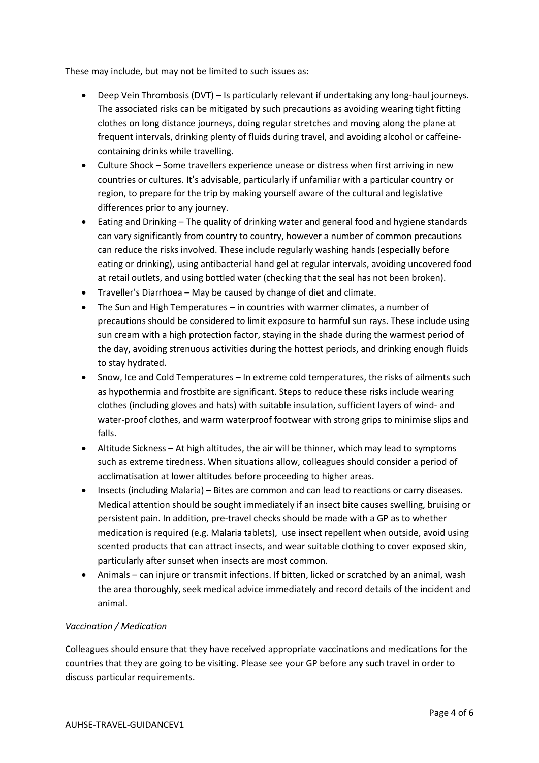These may include, but may not be limited to such issues as:

- Deep Vein Thrombosis (DVT) – Is particularly relevant if undertaking any long-haul journeys. The associated risks can be mitigated by such precautions as avoiding wearing tight fitting clothes on long distance journeys, doing regular stretches and moving along the plane at frequent intervals, drinking plenty of fluids during travel, and avoiding alcohol or caffeine-containing drinks while travelling.
- Culture Shock – Some travellers experience unease or distress when first arriving in new countries or cultures. It's advisable, particularly if unfamiliar with a particular country or region, to prepare for the trip by making yourself aware of the cultural and legislative differences prior to any journey.
- Eating and Drinking – The quality of drinking water and general food and hygiene standards can vary significantly from country to country, however a number of common precautions can reduce the risks involved. These include regularly washing hands (especially before eating or drinking), using antibacterial hand gel at regular intervals, avoiding uncovered food at retail outlets, and using bottled water (checking that the seal has not been broken).
- Traveller's Diarrhoea – May be caused by change of diet and climate.
- The Sun and High Temperatures – in countries with warmer climates, a number of precautions should be considered to limit exposure to harmful sun rays. These include using sun cream with a high protection factor, staying in the shade during the warmest period of the day, avoiding strenuous activities during the hottest periods, and drinking enough fluids to stay hydrated.
- Snow, Ice and Cold Temperatures – In extreme cold temperatures, the risks of ailments such as hypothermia and frostbite are significant. Steps to reduce these risks include wearing clothes (including gloves and hats) with suitable insulation, sufficient layers of wind- and water-proof clothes, and warm waterproof footwear with strong grips to minimise slips and falls.
- Altitude Sickness – At high altitudes, the air will be thinner, which may lead to symptoms such as extreme tiredness. When situations allow, colleagues should consider a period of acclimatisation at lower altitudes before proceeding to higher areas.
- Insects (including Malaria) – Bites are common and can lead to reactions or carry diseases. Medical attention should be sought immediately if an insect bite causes swelling, bruising or persistent pain. In addition, pre-travel checks should be made with a GP as to whether medication is required (e.g. Malaria tablets), use insect repellent when outside, avoid using scented products that can attract insects, and wear suitable clothing to cover exposed skin, particularly after sunset when insects are most common.
- Animals – can injure or transmit infections. If bitten, licked or scratched by an animal, wash the area thoroughly, seek medical advice immediately and record details of the incident and animal.

*Vaccination / Medication*

Colleagues should ensure that they have received appropriate vaccinations and medications for the countries that they are going to be visiting. Please see your GP before any such travel in order to discuss particular requirements.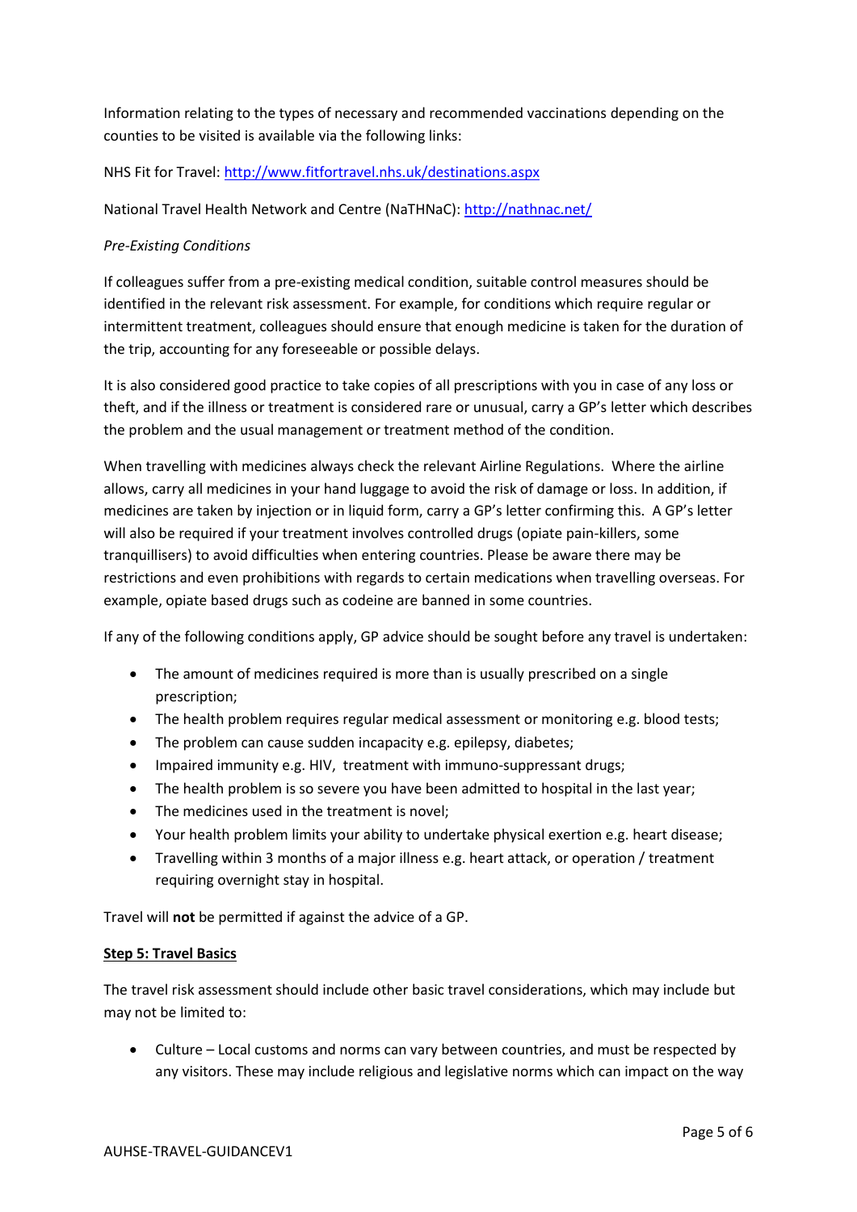Information relating to the types of necessary and recommended vaccinations depending on the counties to be visited is available via the following links:

NHS Fit for Travel: [http://www.fitfortravel.nhs.uk/destinations.aspx](http://www.fitfortravel.nhs.uk/destinations.aspx)

National Travel Health Network and Centre (NaTHNaC): [http://nathnac.net/](http://nathnac.net/)

*Pre-Existing Conditions*

If colleagues suffer from a pre-existing medical condition, suitable control measures should be identified in the relevant risk assessment. For example, for conditions which require regular or intermittent treatment, colleagues should ensure that enough medicine is taken for the duration of the trip, accounting for any foreseeable or possible delays.

It is also considered good practice to take copies of all prescriptions with you in case of any loss or theft, and if the illness or treatment is considered rare or unusual, carry a GP's letter which describes the problem and the usual management or treatment method of the condition.

When travelling with medicines always check the relevant Airline Regulations. Where the airline allows, carry all medicines in your hand luggage to avoid the risk of damage or loss. In addition, if medicines are taken by injection or in liquid form, carry a GP's letter confirming this. A GP's letter will also be required if your treatment involves controlled drugs (opiate pain-killers, some tranquillisers) to avoid difficulties when entering countries. Please be aware there may be restrictions and even prohibitions with regards to certain medications when travelling overseas. For example, opiate based drugs such as codeine are banned in some countries.

If any of the following conditions apply, GP advice should be sought before any travel is undertaken:

- The amount of medicines required is more than is usually prescribed on a single prescription;
- The health problem requires regular medical assessment or monitoring e.g. blood tests;
- The problem can cause sudden incapacity e.g. epilepsy, diabetes;
- Impaired immunity e.g. HIV, treatment with immuno-suppressant drugs;
- The health problem is so severe you have been admitted to hospital in the last year;
- The medicines used in the treatment is novel;
- Your health problem limits your ability to undertake physical exertion e.g. heart disease;
- Travelling within 3 months of a major illness e.g. heart attack, or operation / treatment requiring overnight stay in hospital.

Travel will **not** be permitted if against the advice of a GP.

**Step 5: Travel Basics**

The travel risk assessment should include other basic travel considerations, which may include but may not be limited to:

- Culture – Local customs and norms can vary between countries, and must be respected by any visitors. These may include religious and legislative norms which can impact on the way

AUHSE-TRAVEL-GUIDANCEV1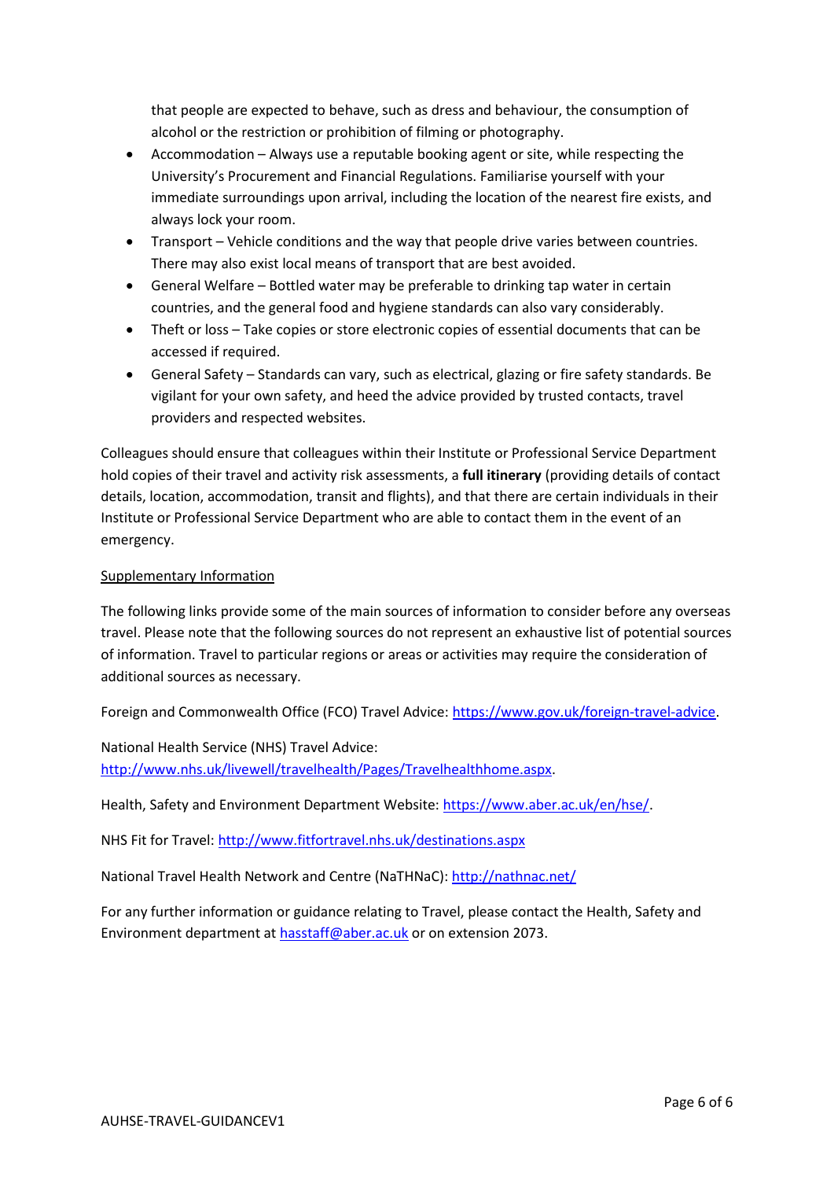that people are expected to behave, such as dress and behaviour, the consumption of alcohol or the restriction or prohibition of filming or photography.

- Accommodation – Always use a reputable booking agent or site, while respecting the University's Procurement and Financial Regulations. Familiarise yourself with your immediate surroundings upon arrival, including the location of the nearest fire exists, and always lock your room.
- Transport – Vehicle conditions and the way that people drive varies between countries. There may also exist local means of transport that are best avoided.
- General Welfare – Bottled water may be preferable to drinking tap water in certain countries, and the general food and hygiene standards can also vary considerably.
- Theft or loss – Take copies or store electronic copies of essential documents that can be accessed if required.
- General Safety – Standards can vary, such as electrical, glazing or fire safety standards. Be vigilant for your own safety, and heed the advice provided by trusted contacts, travel providers and respected websites.

Colleagues should ensure that colleagues within their Institute or Professional Service Department hold copies of their travel and activity risk assessments, a **full itinerary** (providing details of contact details, location, accommodation, transit and flights), and that there are certain individuals in their Institute or Professional Service Department who are able to contact them in the event of an emergency.

## Supplementary Information

The following links provide some of the main sources of information to consider before any overseas travel. Please note that the following sources do not represent an exhaustive list of potential sources of information. Travel to particular regions or areas or activities may require the consideration of additional sources as necessary.

Foreign and Commonwealth Office (FCO) Travel Advice: https://www.gov.uk/foreign-travel-advice.

National Health Service (NHS) Travel Advice: http://www.nhs.uk/livewell/travelhealth/Pages/Travelhealthhome.aspx.

Health, Safety and Environment Department Website: https://www.aber.ac.uk/en/hse/.

NHS Fit for Travel: http://www.fitfortravel.nhs.uk/destinations.aspx

National Travel Health Network and Centre (NaTHNaC): http://nathnac.net/

For any further information or guidance relating to Travel, please contact the Health, Safety and Environment department at hasstaff@aber.ac.uk or on extension 2073.